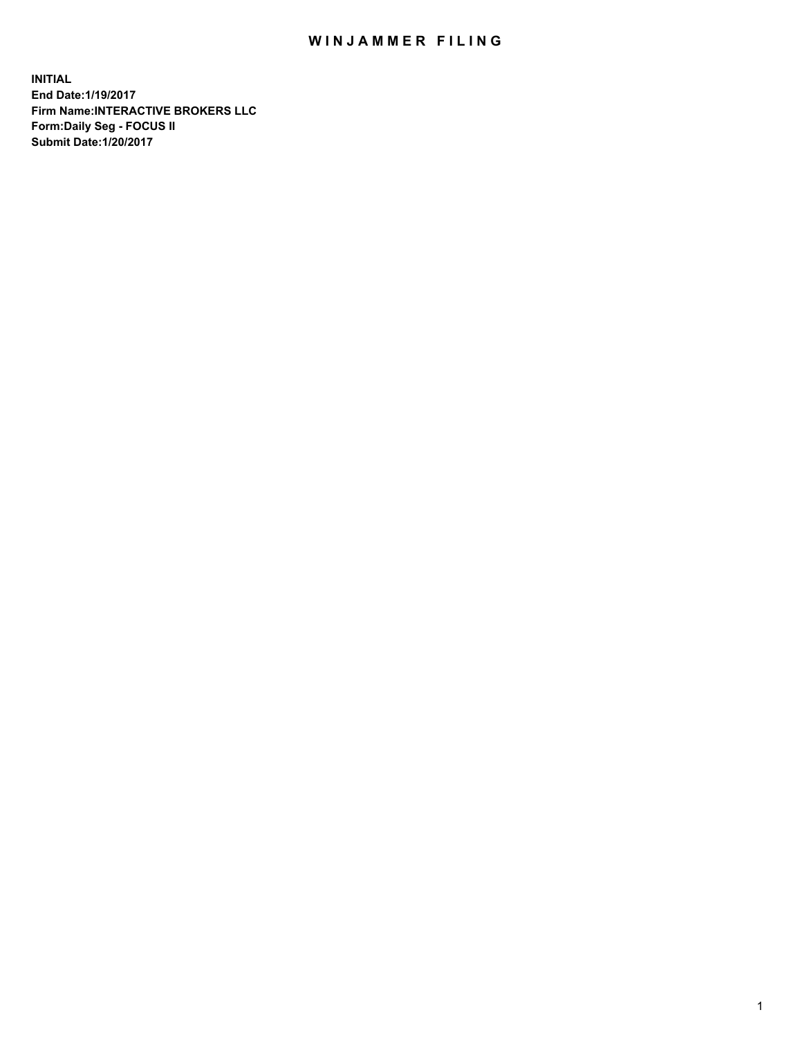# WINJAMMER FILING

**INITIAL**
**End Date:1/19/2017**
**Firm Name:INTERACTIVE BROKERS LLC**
**Form:Daily Seg - FOCUS II**
**Submit Date:1/20/2017**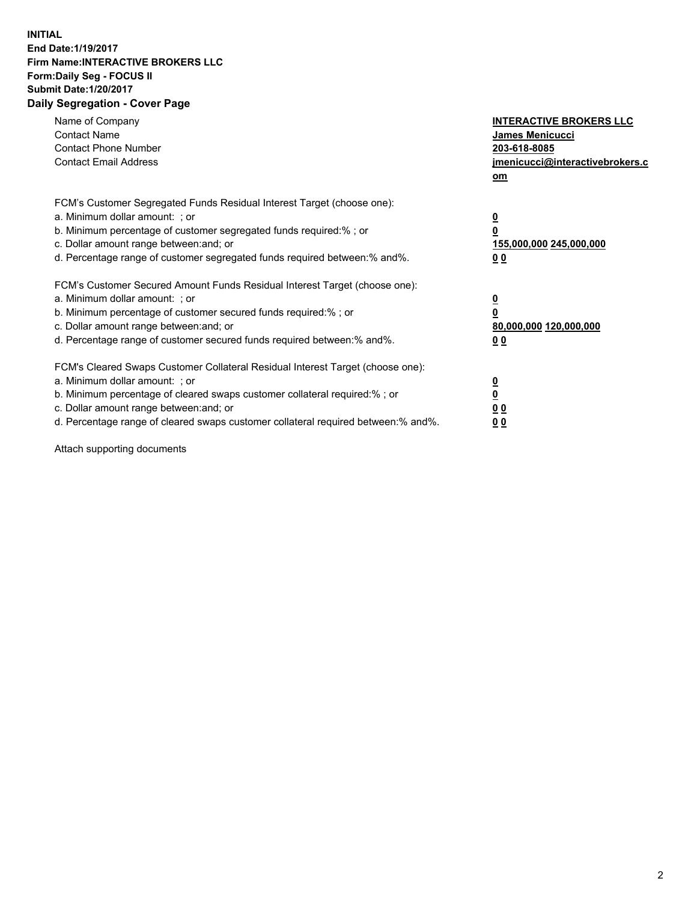**INITIAL**
**End Date:1/19/2017**
**Firm Name:INTERACTIVE BROKERS LLC**
**Form:Daily Seg - FOCUS II**
**Submit Date:1/20/2017**

## Daily Segregation - Cover Page

| | |
|---|---|
| Name of Company | **INTERACTIVE BROKERS LLC** |
| Contact Name | **James Menicucci** |
| Contact Phone Number | **203-618-8085** |
| Contact Email Address | **jmenicucci@interactivebrokers.com** |

FCM's Customer Segregated Funds Residual Interest Target (choose one):

| | |
|---|---|
| a. Minimum dollar amount: ; or | **0** |
| b. Minimum percentage of customer segregated funds required:% ; or | **0** |
| c. Dollar amount range between:and; or | **155,000,000 245,000,000** |
| d. Percentage range of customer segregated funds required between:% and%. | **0 0** |

FCM's Customer Secured Amount Funds Residual Interest Target (choose one):

| | |
|---|---|
| a. Minimum dollar amount: ; or | **0** |
| b. Minimum percentage of customer secured funds required:% ; or | **0** |
| c. Dollar amount range between:and; or | **80,000,000 120,000,000** |
| d. Percentage range of customer secured funds required between:% and%. | **0 0** |

FCM's Cleared Swaps Customer Collateral Residual Interest Target (choose one):

| | |
|---|---|
| a. Minimum dollar amount: ; or | **0** |
| b. Minimum percentage of cleared swaps customer collateral required:% ; or | **0** |
| c. Dollar amount range between:and; or | **0 0** |
| d. Percentage range of cleared swaps customer collateral required between:% and%. | **0 0** |

Attach supporting documents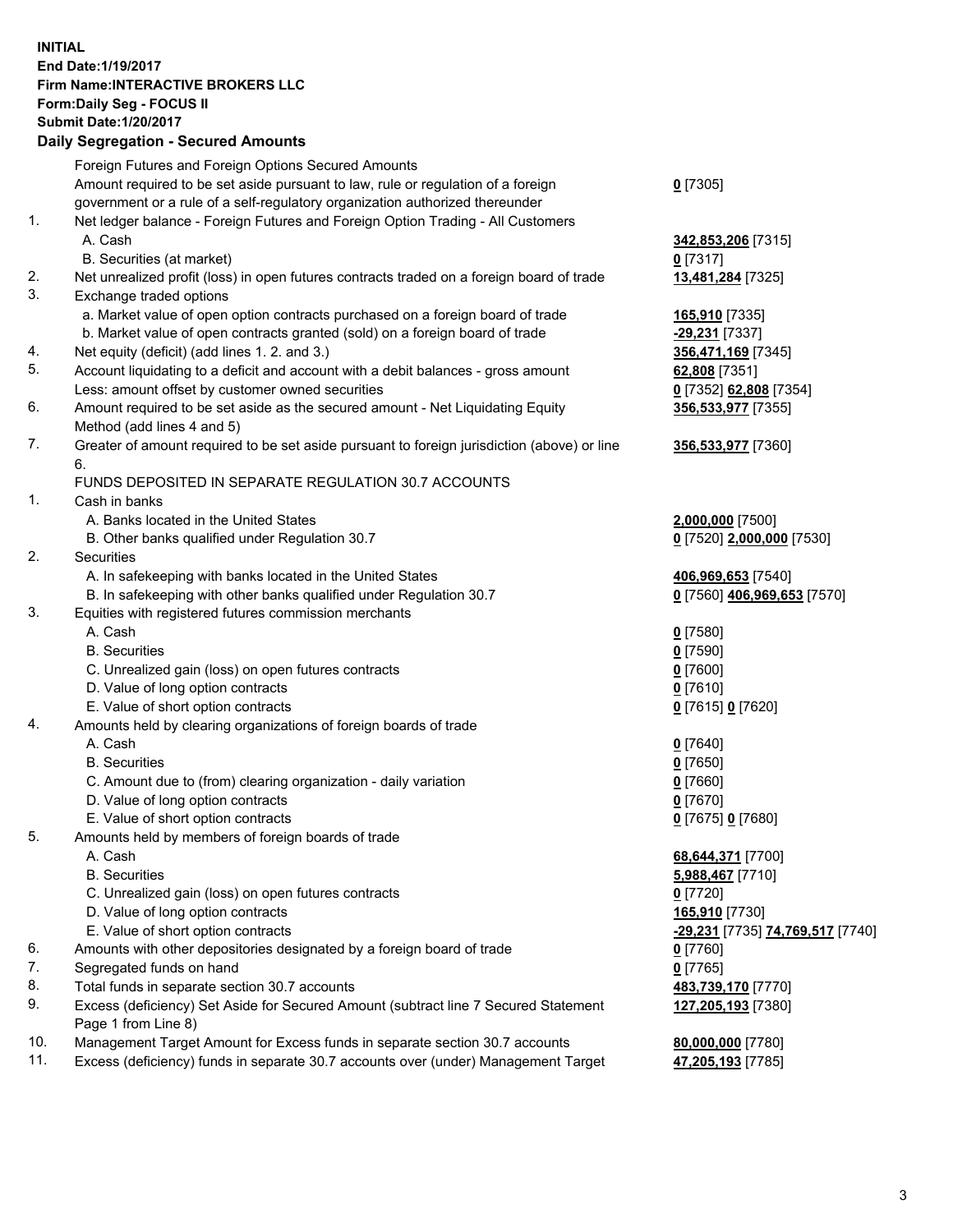**INITIAL**
**End Date:1/19/2017**
**Firm Name:INTERACTIVE BROKERS LLC**
**Form:Daily Seg - FOCUS II**
**Submit Date:1/20/2017**

## Daily Segregation - Secured Amounts

| | | |
|---|---|---|
| | Foreign Futures and Foreign Options Secured Amounts | |
| | Amount required to be set aside pursuant to law, rule or regulation of a foreign government or a rule of a self-regulatory organization authorized thereunder | **0** [7305] |
| 1. | Net ledger balance - Foreign Futures and Foreign Option Trading - All Customers | |
| | A. Cash | **342,853,206** [7315] |
| | B. Securities (at market) | **0** [7317] |
| 2. | Net unrealized profit (loss) in open futures contracts traded on a foreign board of trade | **13,481,284** [7325] |
| 3. | Exchange traded options | |
| | a. Market value of open option contracts purchased on a foreign board of trade | **165,910** [7335] |
| | b. Market value of open contracts granted (sold) on a foreign board of trade | **-29,231** [7337] |
| 4. | Net equity (deficit) (add lines 1. 2. and 3.) | **356,471,169** [7345] |
| 5. | Account liquidating to a deficit and account with a debit balances - gross amount | **62,808** [7351] |
| | Less: amount offset by customer owned securities | **0** [7352] **62,808** [7354] |
| 6. | Amount required to be set aside as the secured amount - Net Liquidating Equity Method (add lines 4 and 5) | **356,533,977** [7355] |
| 7. | Greater of amount required to be set aside pursuant to foreign jurisdiction (above) or line 6. | **356,533,977** [7360] |
| | FUNDS DEPOSITED IN SEPARATE REGULATION 30.7 ACCOUNTS | |
| 1. | Cash in banks | |
| | A. Banks located in the United States | **2,000,000** [7500] |
| | B. Other banks qualified under Regulation 30.7 | **0** [7520] **2,000,000** [7530] |
| 2. | Securities | |
| | A. In safekeeping with banks located in the United States | **406,969,653** [7540] |
| | B. In safekeeping with other banks qualified under Regulation 30.7 | **0** [7560] **406,969,653** [7570] |
| 3. | Equities with registered futures commission merchants | |
| | A. Cash | **0** [7580] |
| | B. Securities | **0** [7590] |
| | C. Unrealized gain (loss) on open futures contracts | **0** [7600] |
| | D. Value of long option contracts | **0** [7610] |
| | E. Value of short option contracts | **0** [7615] **0** [7620] |
| 4. | Amounts held by clearing organizations of foreign boards of trade | |
| | A. Cash | **0** [7640] |
| | B. Securities | **0** [7650] |
| | C. Amount due to (from) clearing organization - daily variation | **0** [7660] |
| | D. Value of long option contracts | **0** [7670] |
| | E. Value of short option contracts | **0** [7675] **0** [7680] |
| 5. | Amounts held by members of foreign boards of trade | |
| | A. Cash | **68,644,371** [7700] |
| | B. Securities | **5,988,467** [7710] |
| | C. Unrealized gain (loss) on open futures contracts | **0** [7720] |
| | D. Value of long option contracts | **165,910** [7730] |
| | E. Value of short option contracts | **-29,231** [7735] **74,769,517** [7740] |
| 6. | Amounts with other depositories designated by a foreign board of trade | **0** [7760] |
| 7. | Segregated funds on hand | **0** [7765] |
| 8. | Total funds in separate section 30.7 accounts | **483,739,170** [7770] |
| 9. | Excess (deficiency) Set Aside for Secured Amount (subtract line 7 Secured Statement Page 1 from Line 8) | **127,205,193** [7380] |
| 10. | Management Target Amount for Excess funds in separate section 30.7 accounts | **80,000,000** [7780] |
| 11. | Excess (deficiency) funds in separate 30.7 accounts over (under) Management Target | **47,205,193** [7785] |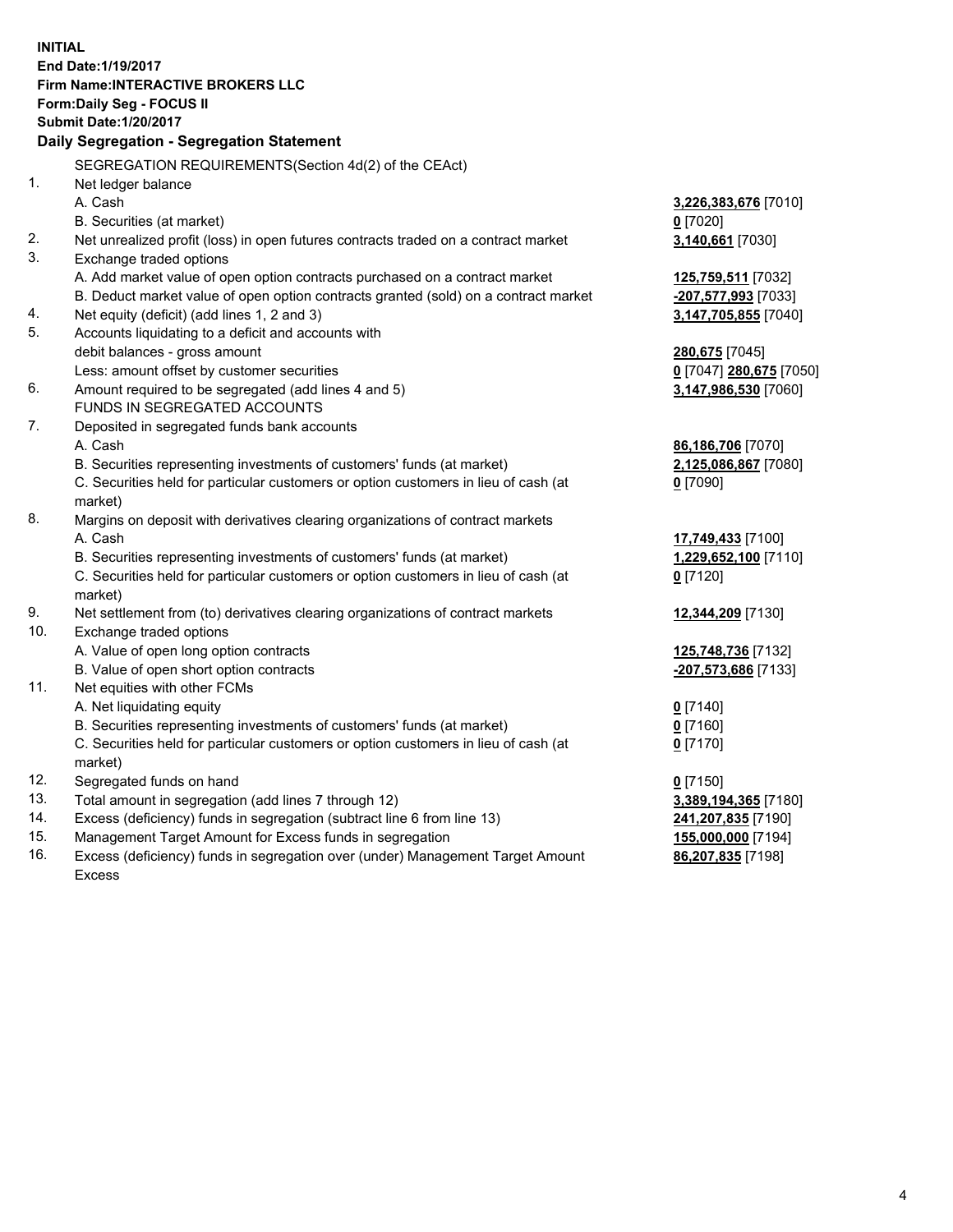**INITIAL**
**End Date:1/19/2017**
**Firm Name:INTERACTIVE BROKERS LLC**
**Form:Daily Seg - FOCUS II**
**Submit Date:1/20/2017**

## Daily Segregation - Segregation Statement

SEGREGATION REQUIREMENTS(Section 4d(2) of the CEAct)

| | | |
|---|---|---|
| 1. | Net ledger balance | |
| | A. Cash | **3,226,383,676** [7010] |
| | B. Securities (at market) | **0** [7020] |
| 2. | Net unrealized profit (loss) in open futures contracts traded on a contract market | **3,140,661** [7030] |
| 3. | Exchange traded options | |
| | A. Add market value of open option contracts purchased on a contract market | **125,759,511** [7032] |
| | B. Deduct market value of open option contracts granted (sold) on a contract market | **-207,577,993** [7033] |
| 4. | Net equity (deficit) (add lines 1, 2 and 3) | **3,147,705,855** [7040] |
| 5. | Accounts liquidating to a deficit and accounts with debit balances - gross amount | **280,675** [7045] |
| | Less: amount offset by customer securities | **0** [7047] **280,675** [7050] |
| 6. | Amount required to be segregated (add lines 4 and 5) | **3,147,986,530** [7060] |
| | FUNDS IN SEGREGATED ACCOUNTS | |
| 7. | Deposited in segregated funds bank accounts | |
| | A. Cash | **86,186,706** [7070] |
| | B. Securities representing investments of customers' funds (at market) | **2,125,086,867** [7080] |
| | C. Securities held for particular customers or option customers in lieu of cash (at market) | **0** [7090] |
| 8. | Margins on deposit with derivatives clearing organizations of contract markets | |
| | A. Cash | **17,749,433** [7100] |
| | B. Securities representing investments of customers' funds (at market) | **1,229,652,100** [7110] |
| | C. Securities held for particular customers or option customers in lieu of cash (at market) | **0** [7120] |
| 9. | Net settlement from (to) derivatives clearing organizations of contract markets | **12,344,209** [7130] |
| 10. | Exchange traded options | |
| | A. Value of open long option contracts | **125,748,736** [7132] |
| | B. Value of open short option contracts | **-207,573,686** [7133] |
| 11. | Net equities with other FCMs | |
| | A. Net liquidating equity | **0** [7140] |
| | B. Securities representing investments of customers' funds (at market) | **0** [7160] |
| | C. Securities held for particular customers or option customers in lieu of cash (at market) | **0** [7170] |
| 12. | Segregated funds on hand | **0** [7150] |
| 13. | Total amount in segregation (add lines 7 through 12) | **3,389,194,365** [7180] |
| 14. | Excess (deficiency) funds in segregation (subtract line 6 from line 13) | **241,207,835** [7190] |
| 15. | Management Target Amount for Excess funds in segregation | **155,000,000** [7194] |
| 16. | Excess (deficiency) funds in segregation over (under) Management Target Amount Excess | **86,207,835** [7198] |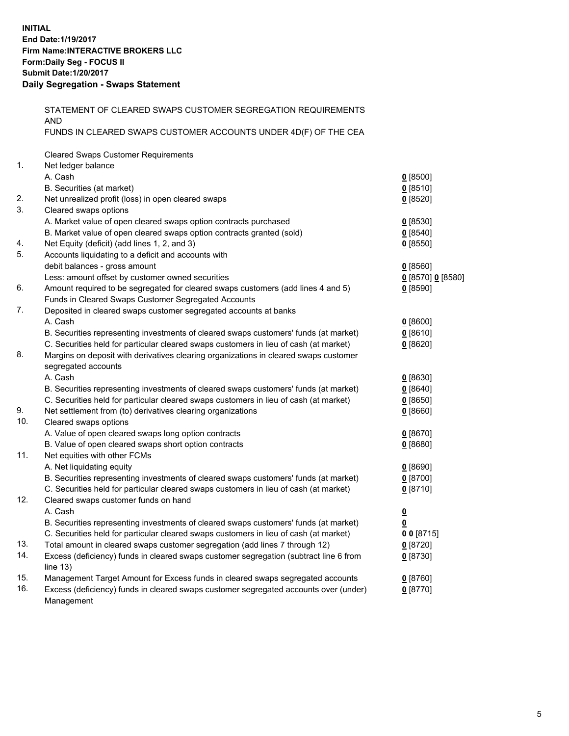**INITIAL**
**End Date:1/19/2017**
**Firm Name:INTERACTIVE BROKERS LLC**
**Form:Daily Seg - FOCUS II**
**Submit Date:1/20/2017**
**Daily Segregation - Swaps Statement**

STATEMENT OF CLEARED SWAPS CUSTOMER SEGREGATION REQUIREMENTS AND FUNDS IN CLEARED SWAPS CUSTOMER ACCOUNTS UNDER 4D(F) OF THE CEA

| | | |
|---|---|---|
| | Cleared Swaps Customer Requirements | |
| 1. | Net ledger balance | |
| | A. Cash | 0 [8500] |
| | B. Securities (at market) | 0 [8510] |
| 2. | Net unrealized profit (loss) in open cleared swaps | 0 [8520] |
| 3. | Cleared swaps options | |
| | A. Market value of open cleared swaps option contracts purchased | 0 [8530] |
| | B. Market value of open cleared swaps option contracts granted (sold) | 0 [8540] |
| 4. | Net Equity (deficit) (add lines 1, 2, and 3) | 0 [8550] |
| 5. | Accounts liquidating to a deficit and accounts with debit balances - gross amount | 0 [8560] |
| | Less: amount offset by customer owned securities | 0 [8570] 0 [8580] |
| 6. | Amount required to be segregated for cleared swaps customers (add lines 4 and 5) | 0 [8590] |
| | Funds in Cleared Swaps Customer Segregated Accounts | |
| 7. | Deposited in cleared swaps customer segregated accounts at banks | |
| | A. Cash | 0 [8600] |
| | B. Securities representing investments of cleared swaps customers' funds (at market) | 0 [8610] |
| | C. Securities held for particular cleared swaps customers in lieu of cash (at market) | 0 [8620] |
| 8. | Margins on deposit with derivatives clearing organizations in cleared swaps customer segregated accounts | |
| | A. Cash | 0 [8630] |
| | B. Securities representing investments of cleared swaps customers' funds (at market) | 0 [8640] |
| | C. Securities held for particular cleared swaps customers in lieu of cash (at market) | 0 [8650] |
| 9. | Net settlement from (to) derivatives clearing organizations | 0 [8660] |
| 10. | Cleared swaps options | |
| | A. Value of open cleared swaps long option contracts | 0 [8670] |
| | B. Value of open cleared swaps short option contracts | 0 [8680] |
| 11. | Net equities with other FCMs | |
| | A. Net liquidating equity | 0 [8690] |
| | B. Securities representing investments of cleared swaps customers' funds (at market) | 0 [8700] |
| | C. Securities held for particular cleared swaps customers in lieu of cash (at market) | 0 [8710] |
| 12. | Cleared swaps customer funds on hand | |
| | A. Cash | 0 |
| | B. Securities representing investments of cleared swaps customers' funds (at market) | 0 |
| | C. Securities held for particular cleared swaps customers in lieu of cash (at market) | 0 0 [8715] |
| 13. | Total amount in cleared swaps customer segregation (add lines 7 through 12) | 0 [8720] |
| 14. | Excess (deficiency) funds in cleared swaps customer segregation (subtract line 6 from line 13) | 0 [8730] |
| 15. | Management Target Amount for Excess funds in cleared swaps segregated accounts | 0 [8760] |
| 16. | Excess (deficiency) funds in cleared swaps customer segregated accounts over (under) Management | 0 [8770] |